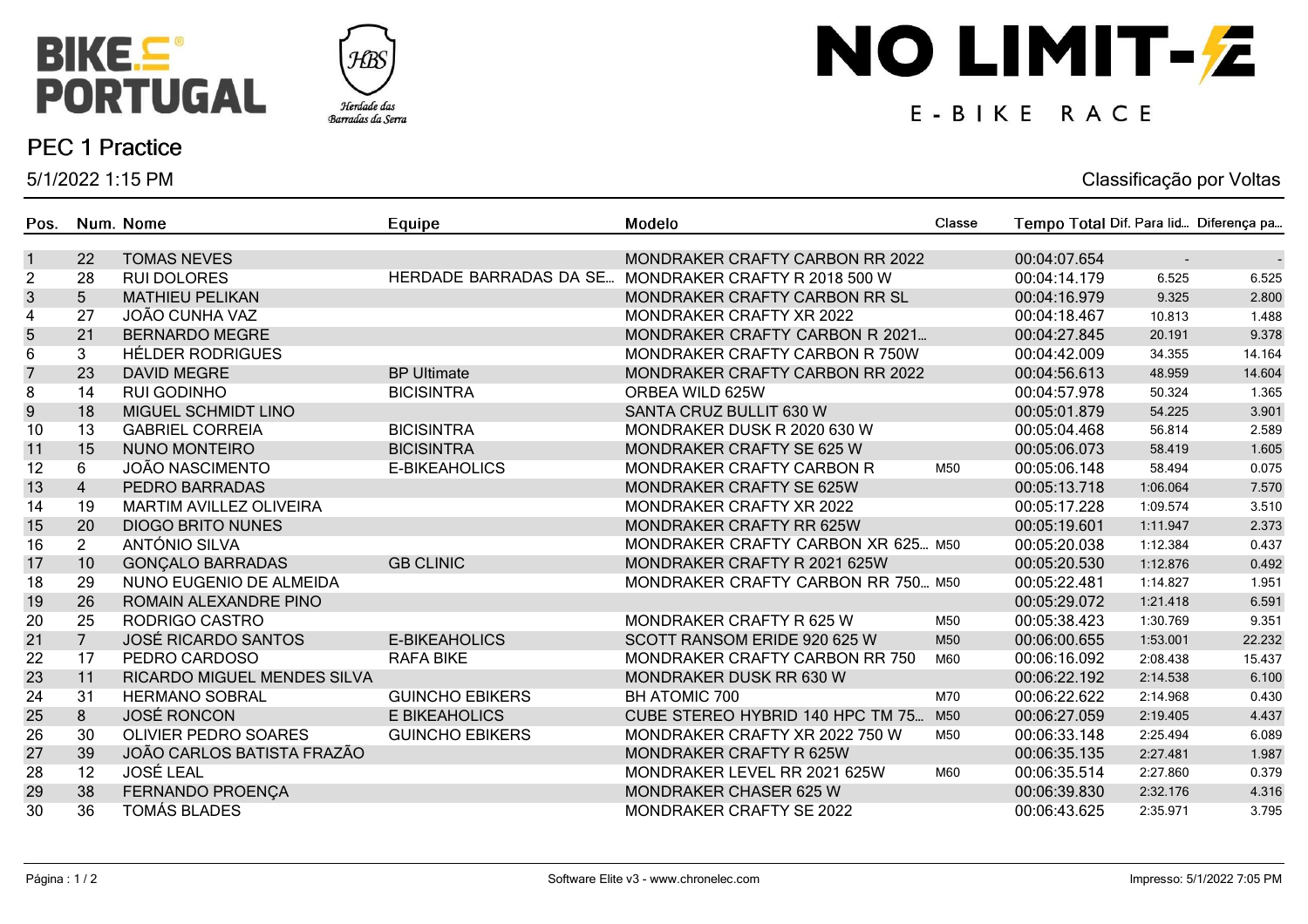# PEC 1 Practice

5/1/2022 1:15 PM

Classificação por Voltas

| Pos. | Num. | Nome | Equipe | Modelo | Classe | Tempo Total | Dif. Para lid... | Diferença pa... |
|---|---|---|---|---|---|---|---|---|
| 1 | 22 | TOMAS NEVES | | MONDRAKER CRAFTY CARBON RR 2022 | | 00:04:07.654 | - | - |
| 2 | 28 | RUI DOLORES | HERDADE BARRADAS DA SE... | MONDRAKER CRAFTY R 2018 500 W | | 00:04:14.179 | 6.525 | 6.525 |
| 3 | 5 | MATHIEU PELIKAN | | MONDRAKER CRAFTY CARBON RR SL | | 00:04:16.979 | 9.325 | 2.800 |
| 4 | 27 | JOÃO CUNHA VAZ | | MONDRAKER CRAFTY XR 2022 | | 00:04:18.467 | 10.813 | 1.488 |
| 5 | 21 | BERNARDO MEGRE | | MONDRAKER CRAFTY CARBON R 2021... | | 00:04:27.845 | 20.191 | 9.378 |
| 6 | 3 | HÉLDER RODRIGUES | | MONDRAKER CRAFTY CARBON R 750W | | 00:04:42.009 | 34.355 | 14.164 |
| 7 | 23 | DAVID MEGRE | BP Ultimate | MONDRAKER CRAFTY CARBON RR 2022 | | 00:04:56.613 | 48.959 | 14.604 |
| 8 | 14 | RUI GODINHO | BICISINTRA | ORBEA WILD 625W | | 00:04:57.978 | 50.324 | 1.365 |
| 9 | 18 | MIGUEL SCHMIDT LINO | | SANTA CRUZ BULLIT 630 W | | 00:05:01.879 | 54.225 | 3.901 |
| 10 | 13 | GABRIEL CORREIA | BICISINTRA | MONDRAKER DUSK R 2020 630 W | | 00:05:04.468 | 56.814 | 2.589 |
| 11 | 15 | NUNO MONTEIRO | BICISINTRA | MONDRAKER CRAFTY SE 625 W | | 00:05:06.073 | 58.419 | 1.605 |
| 12 | 6 | JOÃO NASCIMENTO | E-BIKEAHOLICS | MONDRAKER CRAFTY CARBON R | M50 | 00:05:06.148 | 58.494 | 0.075 |
| 13 | 4 | PEDRO BARRADAS | | MONDRAKER CRAFTY SE 625W | | 00:05:13.718 | 1:06.064 | 7.570 |
| 14 | 19 | MARTIM AVILLEZ OLIVEIRA | | MONDRAKER CRAFTY XR 2022 | | 00:05:17.228 | 1:09.574 | 3.510 |
| 15 | 20 | DIOGO BRITO NUNES | | MONDRAKER CRAFTY RR 625W | | 00:05:19.601 | 1:11.947 | 2.373 |
| 16 | 2 | ANTÓNIO SILVA | | MONDRAKER CRAFTY CARBON XR 625... | M50 | 00:05:20.038 | 1:12.384 | 0.437 |
| 17 | 10 | GONÇALO BARRADAS | GB CLINIC | MONDRAKER CRAFTY R 2021 625W | | 00:05:20.530 | 1:12.876 | 0.492 |
| 18 | 29 | NUNO EUGENIO DE ALMEIDA | | MONDRAKER CRAFTY CARBON RR 750... | M50 | 00:05:22.481 | 1:14.827 | 1.951 |
| 19 | 26 | ROMAIN ALEXANDRE PINO | | | | 00:05:29.072 | 1:21.418 | 6.591 |
| 20 | 25 | RODRIGO CASTRO | | MONDRAKER CRAFTY R 625 W | M50 | 00:05:38.423 | 1:30.769 | 9.351 |
| 21 | 7 | JOSÉ RICARDO SANTOS | E-BIKEAHOLICS | SCOTT RANSOM ERIDE 920 625 W | M50 | 00:06:00.655 | 1:53.001 | 22.232 |
| 22 | 17 | PEDRO CARDOSO | RAFA BIKE | MONDRAKER CRAFTY CARBON RR 750 | M60 | 00:06:16.092 | 2:08.438 | 15.437 |
| 23 | 11 | RICARDO MIGUEL MENDES SILVA | | MONDRAKER DUSK RR 630 W | | 00:06:22.192 | 2:14.538 | 6.100 |
| 24 | 31 | HERMANO SOBRAL | GUINCHO EBIKERS | BH ATOMIC 700 | M70 | 00:06:22.622 | 2:14.968 | 0.430 |
| 25 | 8 | JOSÉ RONCON | E BIKEAHOLICS | CUBE STEREO HYBRID 140 HPC TM 75... | M50 | 00:06:27.059 | 2:19.405 | 4.437 |
| 26 | 30 | OLIVIER PEDRO SOARES | GUINCHO EBIKERS | MONDRAKER CRAFTY XR 2022 750 W | M50 | 00:06:33.148 | 2:25.494 | 6.089 |
| 27 | 39 | JOÃO CARLOS BATISTA FRAZÃO | | MONDRAKER CRAFTY R 625W | | 00:06:35.135 | 2:27.481 | 1.987 |
| 28 | 12 | JOSÉ LEAL | | MONDRAKER LEVEL RR 2021 625W | M60 | 00:06:35.514 | 2:27.860 | 0.379 |
| 29 | 38 | FERNANDO PROENÇA | | MONDRAKER CHASER 625 W | | 00:06:39.830 | 2:32.176 | 4.316 |
| 30 | 36 | TOMÁS BLADES | | MONDRAKER CRAFTY SE 2022 | | 00:06:43.625 | 2:35.971 | 3.795 |

Software Elite v3 - www.chronelec.com

Impresso: 5/1/2022 7:05 PM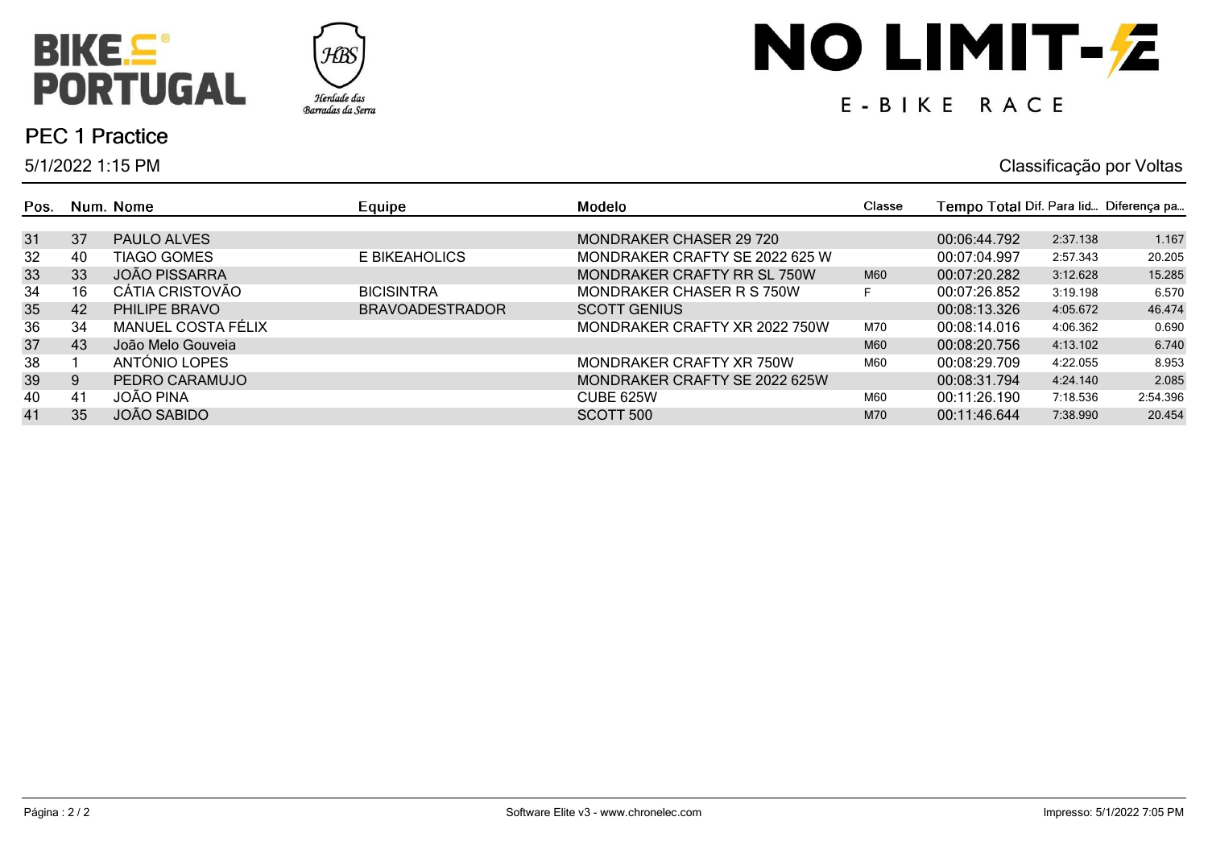BIKE PORTUGAL

Herdade das Barradas da Serra

NO LIMIT-E

E-BIKE RACE

## PEC 1 Practice

5/1/2022 1:15 PM

Classificação por Voltas

| Pos. | Num. | Nome | Equipe | Modelo | Classe | Tempo Total | Dif. Para lid... | Diferença pa... |
|---|---|---|---|---|---|---|---|---|
| 31 | 37 | PAULO ALVES | | MONDRAKER CHASER 29 720 | | 00:06:44.792 | 2:37.138 | 1.167 |
| 32 | 40 | TIAGO GOMES | E BIKEAHOLICS | MONDRAKER CRAFTY SE 2022 625 W | | 00:07:04.997 | 2:57.343 | 20.205 |
| 33 | 33 | JOÃO PISSARRA | | MONDRAKER CRAFTY RR SL 750W | M60 | 00:07:20.282 | 3:12.628 | 15.285 |
| 34 | 16 | CÁTIA CRISTOVÃO | BICISINTRA | MONDRAKER CHASER R S 750W | F | 00:07:26.852 | 3:19.198 | 6.570 |
| 35 | 42 | PHILIPE BRAVO | BRAVOADESTRADOR | SCOTT GENIUS | | 00:08:13.326 | 4:05.672 | 46.474 |
| 36 | 34 | MANUEL COSTA FÉLIX | | MONDRAKER CRAFTY XR 2022 750W | M70 | 00:08:14.016 | 4:06.362 | 0.690 |
| 37 | 43 | João Melo Gouveia | | | M60 | 00:08:20.756 | 4:13.102 | 6.740 |
| 38 | 1 | ANTÓNIO LOPES | | MONDRAKER CRAFTY XR 750W | M60 | 00:08:29.709 | 4:22.055 | 8.953 |
| 39 | 9 | PEDRO CARAMUJO | | MONDRAKER CRAFTY SE 2022 625W | | 00:08:31.794 | 4:24.140 | 2.085 |
| 40 | 41 | JOÃO PINA | | CUBE 625W | M60 | 00:11:26.190 | 7:18.536 | 2:54.396 |
| 41 | 35 | JOÃO SABIDO | | SCOTT 500 | M70 | 00:11:46.644 | 7:38.990 | 20.454 |

Software Elite v3 - www.chronelec.com

Impresso: 5/1/2022 7:05 PM